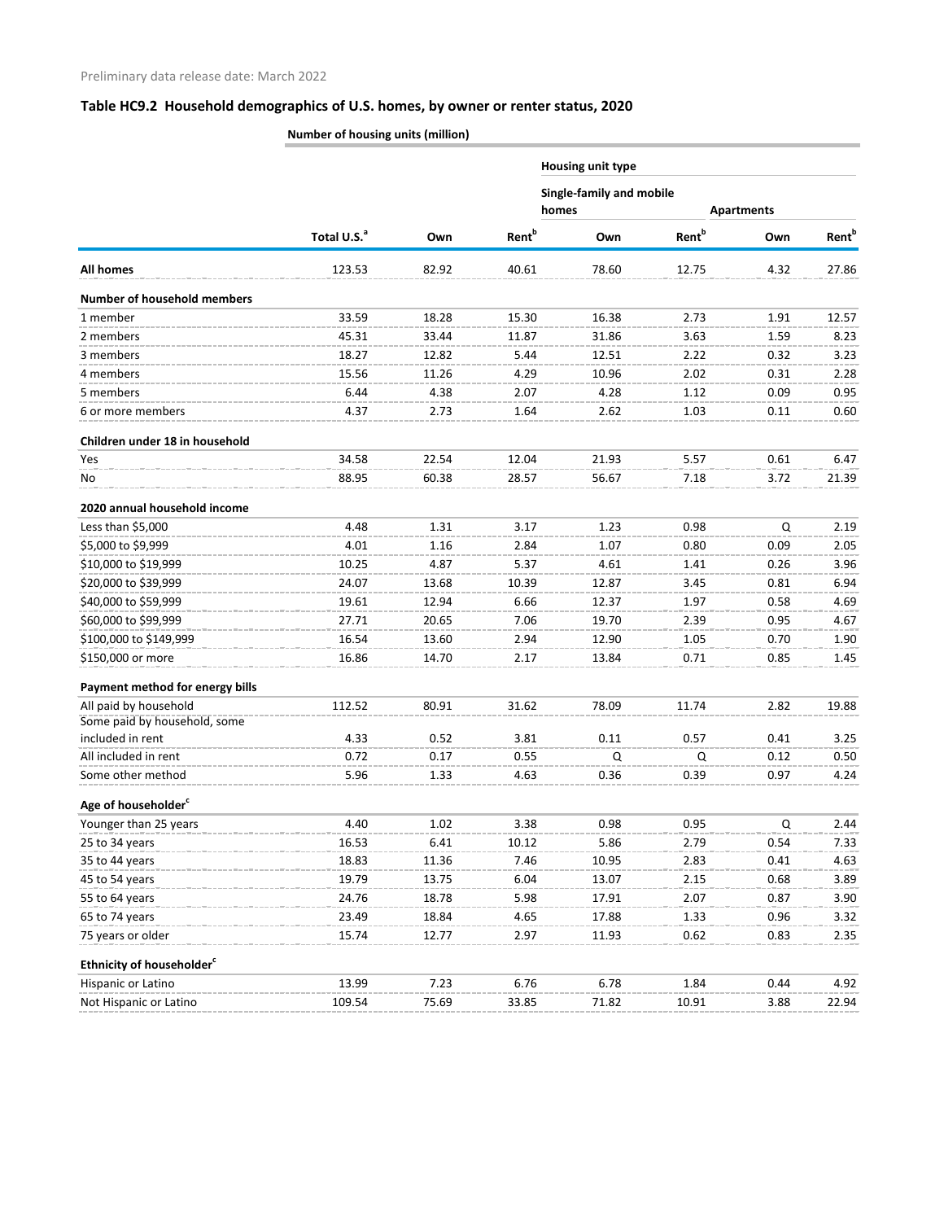Preliminary data release date: March 2022

## Table HC9.2 Household demographics of U.S. homes, by owner or renter status, 2020

| | Number of housing units (million) | | | | | | |
|---|---|---|---|---|---|---|---|
| | | | | Housing unit type | | | |
| | | | | Single-family and mobile homes | | Apartments | |
| | Total U.S.[a] | Own | Rent[b] | Own | Rent[b] | Own | Rent[b] |
| **All homes** | 123.53 | 82.92 | 40.61 | 78.60 | 12.75 | 4.32 | 27.86 |
| **Number of household members** | | | | | | | |
| 1 member | 33.59 | 18.28 | 15.30 | 16.38 | 2.73 | 1.91 | 12.57 |
| 2 members | 45.31 | 33.44 | 11.87 | 31.86 | 3.63 | 1.59 | 8.23 |
| 3 members | 18.27 | 12.82 | 5.44 | 12.51 | 2.22 | 0.32 | 3.23 |
| 4 members | 15.56 | 11.26 | 4.29 | 10.96 | 2.02 | 0.31 | 2.28 |
| 5 members | 6.44 | 4.38 | 2.07 | 4.28 | 1.12 | 0.09 | 0.95 |
| 6 or more members | 4.37 | 2.73 | 1.64 | 2.62 | 1.03 | 0.11 | 0.60 |
| **Children under 18 in household** | | | | | | | |
| Yes | 34.58 | 22.54 | 12.04 | 21.93 | 5.57 | 0.61 | 6.47 |
| No | 88.95 | 60.38 | 28.57 | 56.67 | 7.18 | 3.72 | 21.39 |
| **2020 annual household income** | | | | | | | |
| Less than $5,000 | 4.48 | 1.31 | 3.17 | 1.23 | 0.98 | Q | 2.19 |
| $5,000 to $9,999 | 4.01 | 1.16 | 2.84 | 1.07 | 0.80 | 0.09 | 2.05 |
| $10,000 to $19,999 | 10.25 | 4.87 | 5.37 | 4.61 | 1.41 | 0.26 | 3.96 |
| $20,000 to $39,999 | 24.07 | 13.68 | 10.39 | 12.87 | 3.45 | 0.81 | 6.94 |
| $40,000 to $59,999 | 19.61 | 12.94 | 6.66 | 12.37 | 1.97 | 0.58 | 4.69 |
| $60,000 to $99,999 | 27.71 | 20.65 | 7.06 | 19.70 | 2.39 | 0.95 | 4.67 |
| $100,000 to $149,999 | 16.54 | 13.60 | 2.94 | 12.90 | 1.05 | 0.70 | 1.90 |
| $150,000 or more | 16.86 | 14.70 | 2.17 | 13.84 | 0.71 | 0.85 | 1.45 |
| **Payment method for energy bills** | | | | | | | |
| All paid by household | 112.52 | 80.91 | 31.62 | 78.09 | 11.74 | 2.82 | 19.88 |
| Some paid by household, some included in rent | 4.33 | 0.52 | 3.81 | 0.11 | 0.57 | 0.41 | 3.25 |
| All included in rent | 0.72 | 0.17 | 0.55 | Q | Q | 0.12 | 0.50 |
| Some other method | 5.96 | 1.33 | 4.63 | 0.36 | 0.39 | 0.97 | 4.24 |
| **Age of householder[c]** | | | | | | | |
| Younger than 25 years | 4.40 | 1.02 | 3.38 | 0.98 | 0.95 | Q | 2.44 |
| 25 to 34 years | 16.53 | 6.41 | 10.12 | 5.86 | 2.79 | 0.54 | 7.33 |
| 35 to 44 years | 18.83 | 11.36 | 7.46 | 10.95 | 2.83 | 0.41 | 4.63 |
| 45 to 54 years | 19.79 | 13.75 | 6.04 | 13.07 | 2.15 | 0.68 | 3.89 |
| 55 to 64 years | 24.76 | 18.78 | 5.98 | 17.91 | 2.07 | 0.87 | 3.90 |
| 65 to 74 years | 23.49 | 18.84 | 4.65 | 17.88 | 1.33 | 0.96 | 3.32 |
| 75 years or older | 15.74 | 12.77 | 2.97 | 11.93 | 0.62 | 0.83 | 2.35 |
| **Ethnicity of householder[c]** | | | | | | | |
| Hispanic or Latino | 13.99 | 7.23 | 6.76 | 6.78 | 1.84 | 0.44 | 4.92 |
| Not Hispanic or Latino | 109.54 | 75.69 | 33.85 | 71.82 | 10.91 | 3.88 | 22.94 |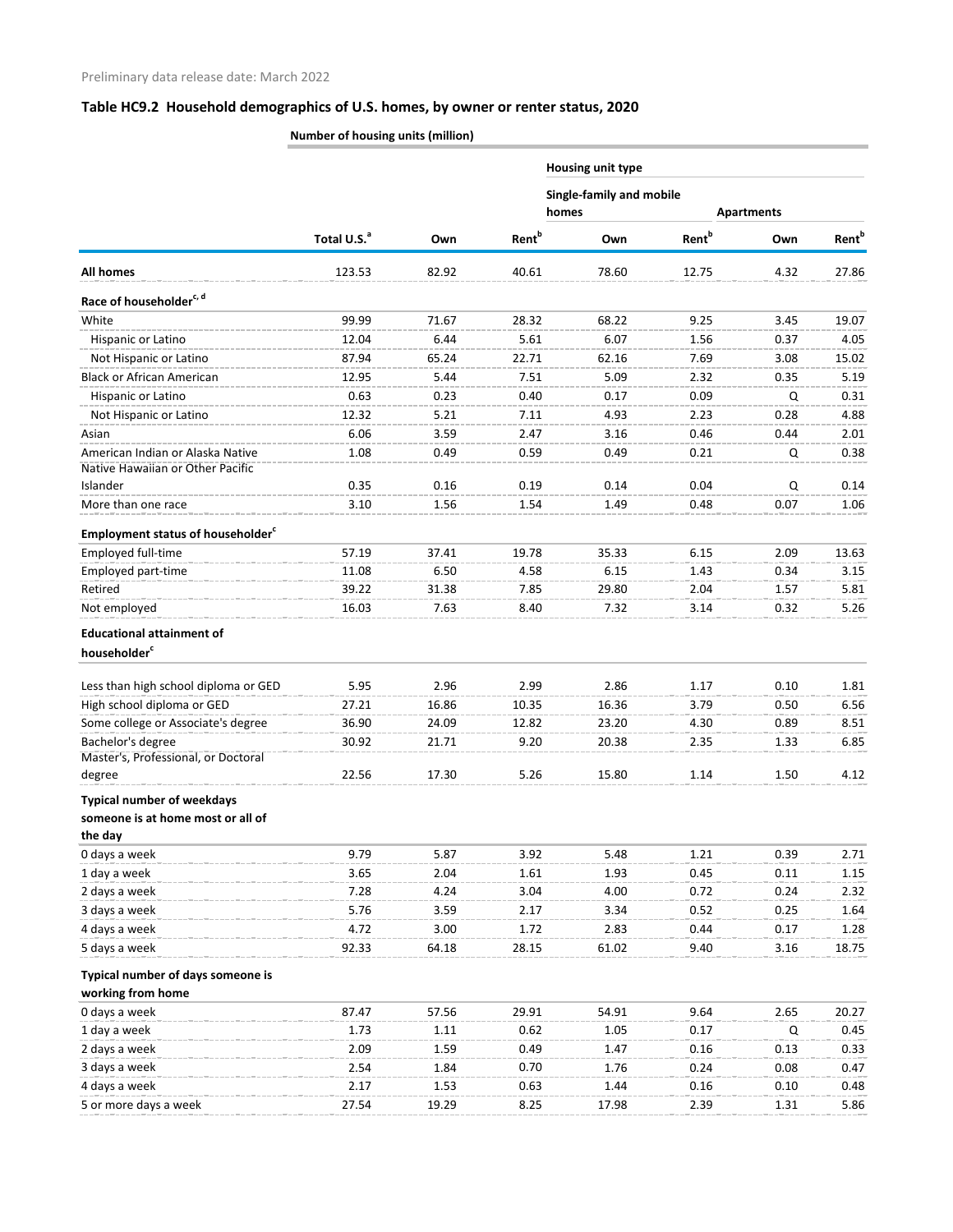Preliminary data release date: March 2022

## Table HC9.2 Household demographics of U.S. homes, by owner or renter status, 2020

**Number of housing units (million)**

| | | | | Housing unit type | | | |
|---|---|---|---|---|---|---|---|
| | | | | Single-family and mobile homes | | Apartments | |
| | Total U.S.[a] | Own | Rent[b] | Own | Rent[b] | Own | Rent[b] |
| **All homes** | 123.53 | 82.92 | 40.61 | 78.60 | 12.75 | 4.32 | 27.86 |
| **Race of householder[c, d]** | | | | | | | |
| White | 99.99 | 71.67 | 28.32 | 68.22 | 9.25 | 3.45 | 19.07 |
| Hispanic or Latino | 12.04 | 6.44 | 5.61 | 6.07 | 1.56 | 0.37 | 4.05 |
| Not Hispanic or Latino | 87.94 | 65.24 | 22.71 | 62.16 | 7.69 | 3.08 | 15.02 |
| Black or African American | 12.95 | 5.44 | 7.51 | 5.09 | 2.32 | 0.35 | 5.19 |
| Hispanic or Latino | 0.63 | 0.23 | 0.40 | 0.17 | 0.09 | Q | 0.31 |
| Not Hispanic or Latino | 12.32 | 5.21 | 7.11 | 4.93 | 2.23 | 0.28 | 4.88 |
| Asian | 6.06 | 3.59 | 2.47 | 3.16 | 0.46 | 0.44 | 2.01 |
| American Indian or Alaska Native | 1.08 | 0.49 | 0.59 | 0.49 | 0.21 | Q | 0.38 |
| Native Hawaiian or Other Pacific Islander | 0.35 | 0.16 | 0.19 | 0.14 | 0.04 | Q | 0.14 |
| More than one race | 3.10 | 1.56 | 1.54 | 1.49 | 0.48 | 0.07 | 1.06 |
| **Employment status of householder[c]** | | | | | | | |
| Employed full-time | 57.19 | 37.41 | 19.78 | 35.33 | 6.15 | 2.09 | 13.63 |
| Employed part-time | 11.08 | 6.50 | 4.58 | 6.15 | 1.43 | 0.34 | 3.15 |
| Retired | 39.22 | 31.38 | 7.85 | 29.80 | 2.04 | 1.57 | 5.81 |
| Not employed | 16.03 | 7.63 | 8.40 | 7.32 | 3.14 | 0.32 | 5.26 |
| **Educational attainment of householder[c]** | | | | | | | |
| Less than high school diploma or GED | 5.95 | 2.96 | 2.99 | 2.86 | 1.17 | 0.10 | 1.81 |
| High school diploma or GED | 27.21 | 16.86 | 10.35 | 16.36 | 3.79 | 0.50 | 6.56 |
| Some college or Associate's degree | 36.90 | 24.09 | 12.82 | 23.20 | 4.30 | 0.89 | 8.51 |
| Bachelor's degree | 30.92 | 21.71 | 9.20 | 20.38 | 2.35 | 1.33 | 6.85 |
| Master's, Professional, or Doctoral degree | 22.56 | 17.30 | 5.26 | 15.80 | 1.14 | 1.50 | 4.12 |
| **Typical number of weekdays someone is at home most or all of the day** | | | | | | | |
| 0 days a week | 9.79 | 5.87 | 3.92 | 5.48 | 1.21 | 0.39 | 2.71 |
| 1 day a week | 3.65 | 2.04 | 1.61 | 1.93 | 0.45 | 0.11 | 1.15 |
| 2 days a week | 7.28 | 4.24 | 3.04 | 4.00 | 0.72 | 0.24 | 2.32 |
| 3 days a week | 5.76 | 3.59 | 2.17 | 3.34 | 0.52 | 0.25 | 1.64 |
| 4 days a week | 4.72 | 3.00 | 1.72 | 2.83 | 0.44 | 0.17 | 1.28 |
| 5 days a week | 92.33 | 64.18 | 28.15 | 61.02 | 9.40 | 3.16 | 18.75 |
| **Typical number of days someone is working from home** | | | | | | | |
| 0 days a week | 87.47 | 57.56 | 29.91 | 54.91 | 9.64 | 2.65 | 20.27 |
| 1 day a week | 1.73 | 1.11 | 0.62 | 1.05 | 0.17 | Q | 0.45 |
| 2 days a week | 2.09 | 1.59 | 0.49 | 1.47 | 0.16 | 0.13 | 0.33 |
| 3 days a week | 2.54 | 1.84 | 0.70 | 1.76 | 0.24 | 0.08 | 0.47 |
| 4 days a week | 2.17 | 1.53 | 0.63 | 1.44 | 0.16 | 0.10 | 0.48 |
| 5 or more days a week | 27.54 | 19.29 | 8.25 | 17.98 | 2.39 | 1.31 | 5.86 |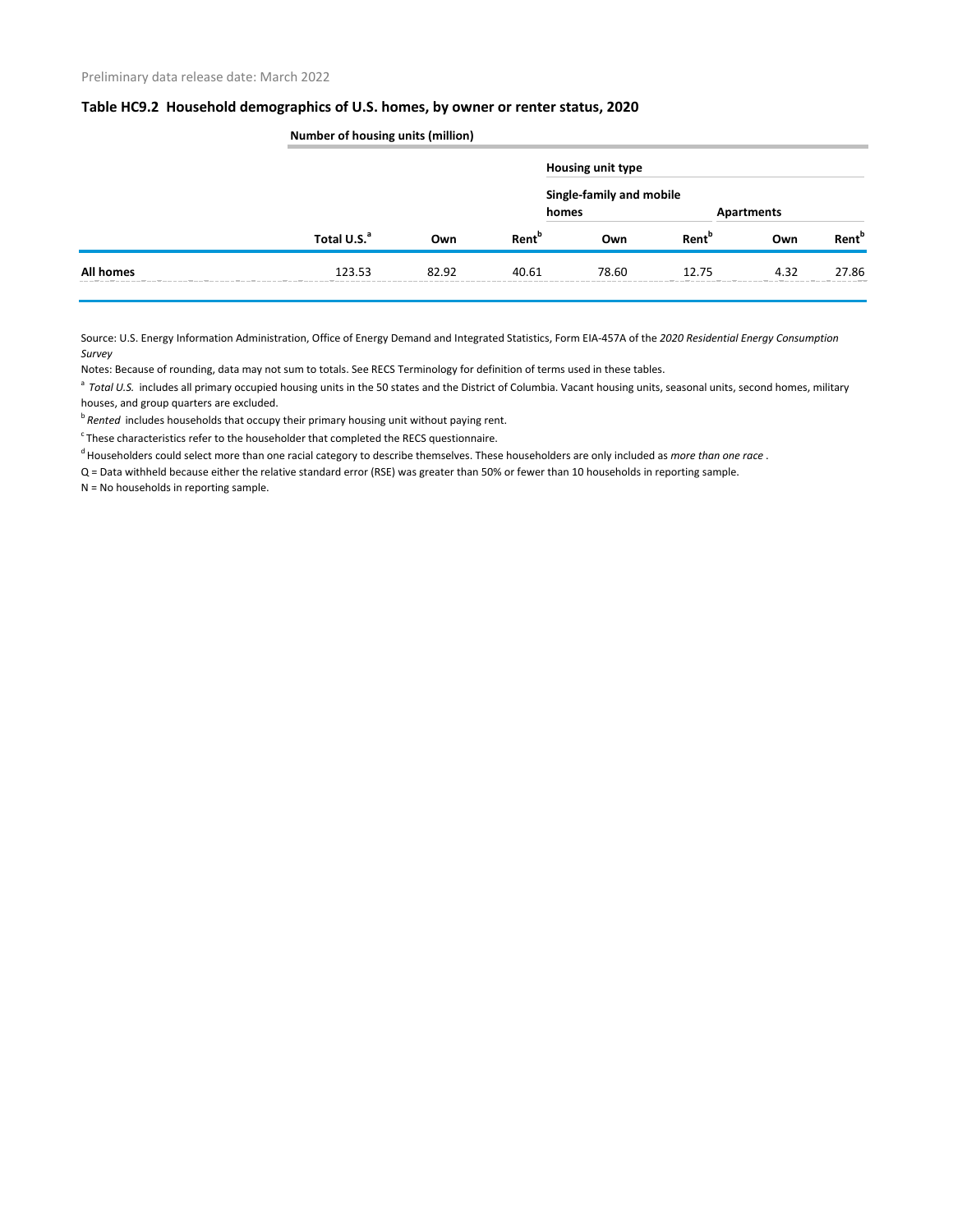Preliminary data release date: March 2022

### Table HC9.2 Household demographics of U.S. homes, by owner or renter status, 2020

| | Number of housing units (million) | | | | | | |
|---|---|---|---|---|---|---|---|
| | | | | Housing unit type | | | |
| | | | | Single-family and mobile homes | | Apartments | |
| | Total U.S.[a] | Own | Rent[b] | Own | Rent[b] | Own | Rent[b] |
| **All homes** | 123.53 | 82.92 | 40.61 | 78.60 | 12.75 | 4.32 | 27.86 |

Source: U.S. Energy Information Administration, Office of Energy Demand and Integrated Statistics, Form EIA-457A of the *2020 Residential Energy Consumption Survey*

Notes: Because of rounding, data may not sum to totals. See RECS Terminology for definition of terms used in these tables.

[a] *Total U.S.* includes all primary occupied housing units in the 50 states and the District of Columbia. Vacant housing units, seasonal units, second homes, military houses, and group quarters are excluded.

[b] *Rented* includes households that occupy their primary housing unit without paying rent.

[c] These characteristics refer to the householder that completed the RECS questionnaire.

[d] Householders could select more than one racial category to describe themselves. These householders are only included as *more than one race* .

Q = Data withheld because either the relative standard error (RSE) was greater than 50% or fewer than 10 households in reporting sample.

N = No households in reporting sample.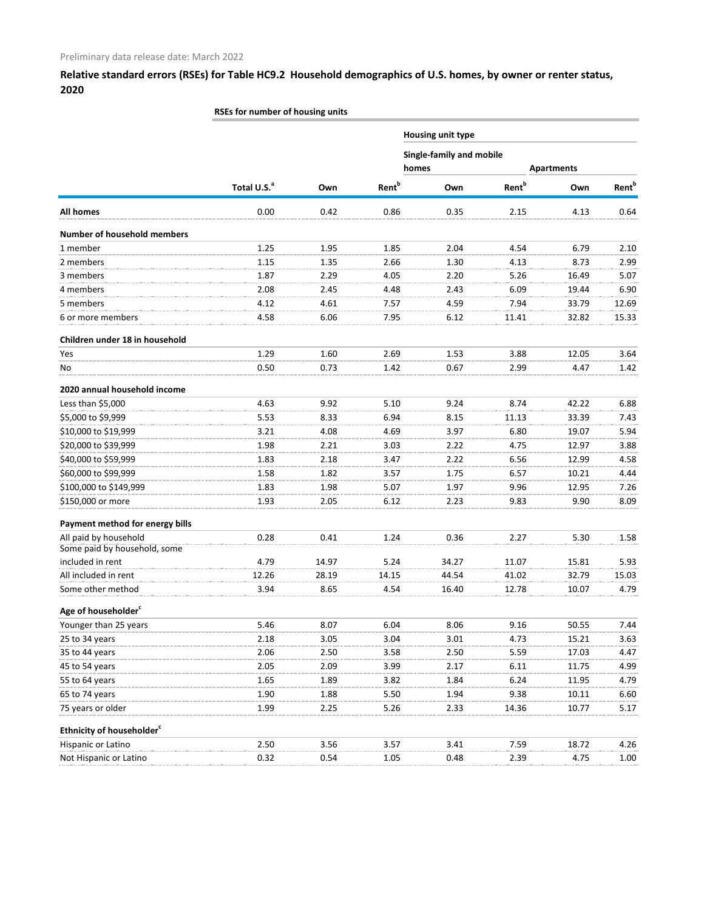Preliminary data release date: March 2022

## Relative standard errors (RSEs) for Table HC9.2 Household demographics of U.S. homes, by owner or renter status, 2020

| RSEs for number of housing units | | | | | | | |
|---|---|---|---|---|---|---|---|
| | | | | Housing unit type | | | |
| | | | | Single-family and mobile homes | | Apartments | |
| | Total U.S.[a] | Own | Rent[b] | Own | Rent[b] | Own | Rent[b] |
| **All homes** | 0.00 | 0.42 | 0.86 | 0.35 | 2.15 | 4.13 | 0.64 |
| **Number of household members** | | | | | | | |
| 1 member | 1.25 | 1.95 | 1.85 | 2.04 | 4.54 | 6.79 | 2.10 |
| 2 members | 1.15 | 1.35 | 2.66 | 1.30 | 4.13 | 8.73 | 2.99 |
| 3 members | 1.87 | 2.29 | 4.05 | 2.20 | 5.26 | 16.49 | 5.07 |
| 4 members | 2.08 | 2.45 | 4.48 | 2.43 | 6.09 | 19.44 | 6.90 |
| 5 members | 4.12 | 4.61 | 7.57 | 4.59 | 7.94 | 33.79 | 12.69 |
| 6 or more members | 4.58 | 6.06 | 7.95 | 6.12 | 11.41 | 32.82 | 15.33 |
| **Children under 18 in household** | | | | | | | |
| Yes | 1.29 | 1.60 | 2.69 | 1.53 | 3.88 | 12.05 | 3.64 |
| No | 0.50 | 0.73 | 1.42 | 0.67 | 2.99 | 4.47 | 1.42 |
| **2020 annual household income** | | | | | | | |
| Less than $5,000 | 4.63 | 9.92 | 5.10 | 9.24 | 8.74 | 42.22 | 6.88 |
| $5,000 to $9,999 | 5.53 | 8.33 | 6.94 | 8.15 | 11.13 | 33.39 | 7.43 |
| $10,000 to $19,999 | 3.21 | 4.08 | 4.69 | 3.97 | 6.80 | 19.07 | 5.94 |
| $20,000 to $39,999 | 1.98 | 2.21 | 3.03 | 2.22 | 4.75 | 12.97 | 3.88 |
| $40,000 to $59,999 | 1.83 | 2.18 | 3.47 | 2.22 | 6.56 | 12.99 | 4.58 |
| $60,000 to $99,999 | 1.58 | 1.82 | 3.57 | 1.75 | 6.57 | 10.21 | 4.44 |
| $100,000 to $149,999 | 1.83 | 1.98 | 5.07 | 1.97 | 9.96 | 12.95 | 7.26 |
| $150,000 or more | 1.93 | 2.05 | 6.12 | 2.23 | 9.83 | 9.90 | 8.09 |
| **Payment method for energy bills** | | | | | | | |
| All paid by household | 0.28 | 0.41 | 1.24 | 0.36 | 2.27 | 5.30 | 1.58 |
| Some paid by household, some included in rent | 4.79 | 14.97 | 5.24 | 34.27 | 11.07 | 15.81 | 5.93 |
| All included in rent | 12.26 | 28.19 | 14.15 | 44.54 | 41.02 | 32.79 | 15.03 |
| Some other method | 3.94 | 8.65 | 4.54 | 16.40 | 12.78 | 10.07 | 4.79 |
| **Age of householder[c]** | | | | | | | |
| Younger than 25 years | 5.46 | 8.07 | 6.04 | 8.06 | 9.16 | 50.55 | 7.44 |
| 25 to 34 years | 2.18 | 3.05 | 3.04 | 3.01 | 4.73 | 15.21 | 3.63 |
| 35 to 44 years | 2.06 | 2.50 | 3.58 | 2.50 | 5.59 | 17.03 | 4.47 |
| 45 to 54 years | 2.05 | 2.09 | 3.99 | 2.17 | 6.11 | 11.75 | 4.99 |
| 55 to 64 years | 1.65 | 1.89 | 3.82 | 1.84 | 6.24 | 11.95 | 4.79 |
| 65 to 74 years | 1.90 | 1.88 | 5.50 | 1.94 | 9.38 | 10.11 | 6.60 |
| 75 years or older | 1.99 | 2.25 | 5.26 | 2.33 | 14.36 | 10.77 | 5.17 |
| **Ethnicity of householder[c]** | | | | | | | |
| Hispanic or Latino | 2.50 | 3.56 | 3.57 | 3.41 | 7.59 | 18.72 | 4.26 |
| Not Hispanic or Latino | 0.32 | 0.54 | 1.05 | 0.48 | 2.39 | 4.75 | 1.00 |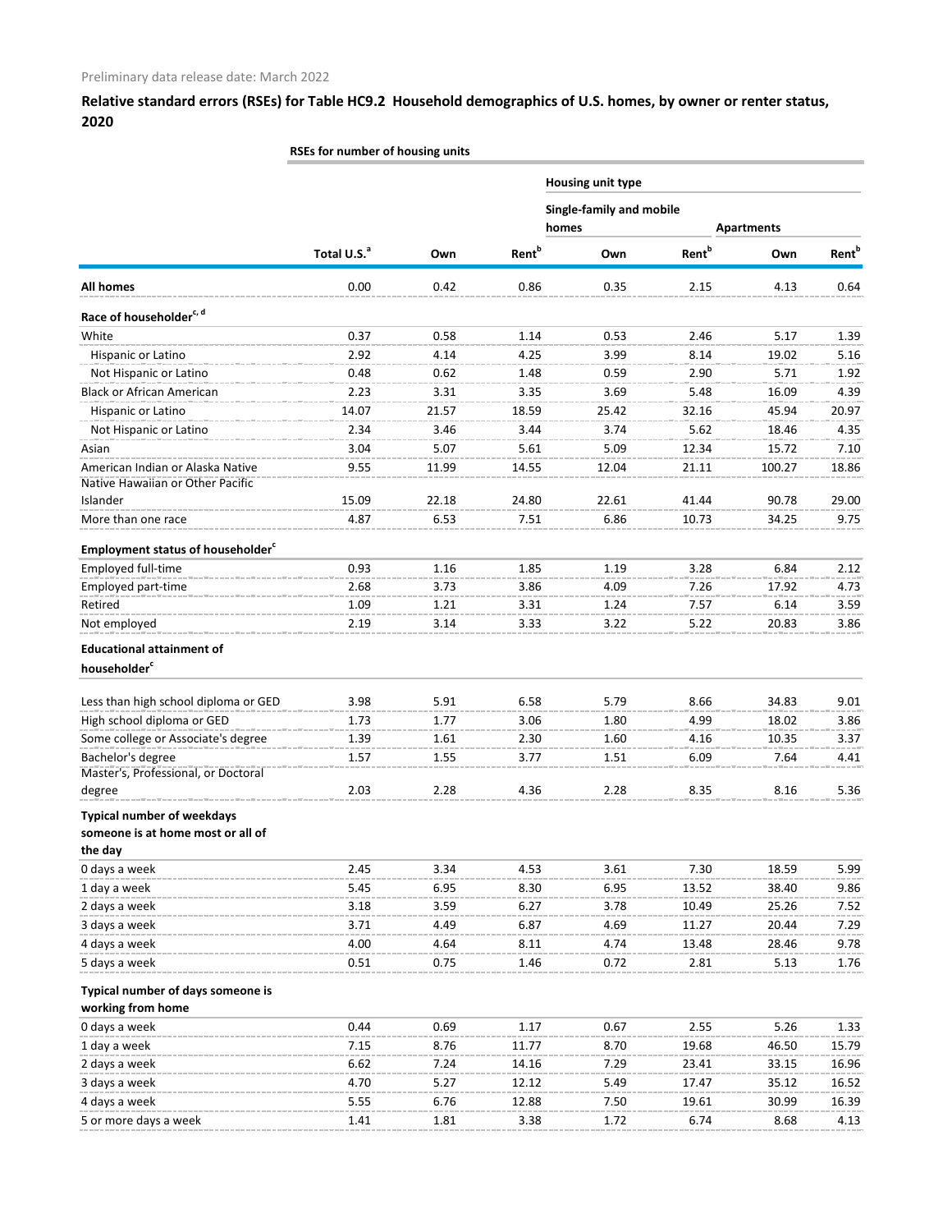Preliminary data release date: March 2022

**Relative standard errors (RSEs) for Table HC9.2 Household demographics of U.S. homes, by owner or renter status, 2020**

| | RSEs for number of housing units | | | | | | |
|---|---|---|---|---|---|---|---|
| | | | | Housing unit type | | | |
| | | | | Single-family and mobile homes | | Apartments | |
| | Total U.S.[a] | Own | Rent[b] | Own | Rent[b] | Own | Rent[b] |
| **All homes** | 0.00 | 0.42 | 0.86 | 0.35 | 2.15 | 4.13 | 0.64 |
| **Race of householder[c, d]** | | | | | | | |
| White | 0.37 | 0.58 | 1.14 | 0.53 | 2.46 | 5.17 | 1.39 |
| Hispanic or Latino | 2.92 | 4.14 | 4.25 | 3.99 | 8.14 | 19.02 | 5.16 |
| Not Hispanic or Latino | 0.48 | 0.62 | 1.48 | 0.59 | 2.90 | 5.71 | 1.92 |
| Black or African American | 2.23 | 3.31 | 3.35 | 3.69 | 5.48 | 16.09 | 4.39 |
| Hispanic or Latino | 14.07 | 21.57 | 18.59 | 25.42 | 32.16 | 45.94 | 20.97 |
| Not Hispanic or Latino | 2.34 | 3.46 | 3.44 | 3.74 | 5.62 | 18.46 | 4.35 |
| Asian | 3.04 | 5.07 | 5.61 | 5.09 | 12.34 | 15.72 | 7.10 |
| American Indian or Alaska Native | 9.55 | 11.99 | 14.55 | 12.04 | 21.11 | 100.27 | 18.86 |
| Native Hawaiian or Other Pacific Islander | 15.09 | 22.18 | 24.80 | 22.61 | 41.44 | 90.78 | 29.00 |
| More than one race | 4.87 | 6.53 | 7.51 | 6.86 | 10.73 | 34.25 | 9.75 |
| **Employment status of householder[c]** | | | | | | | |
| Employed full-time | 0.93 | 1.16 | 1.85 | 1.19 | 3.28 | 6.84 | 2.12 |
| Employed part-time | 2.68 | 3.73 | 3.86 | 4.09 | 7.26 | 17.92 | 4.73 |
| Retired | 1.09 | 1.21 | 3.31 | 1.24 | 7.57 | 6.14 | 3.59 |
| Not employed | 2.19 | 3.14 | 3.33 | 3.22 | 5.22 | 20.83 | 3.86 |
| **Educational attainment of householder[c]** | | | | | | | |
| Less than high school diploma or GED | 3.98 | 5.91 | 6.58 | 5.79 | 8.66 | 34.83 | 9.01 |
| High school diploma or GED | 1.73 | 1.77 | 3.06 | 1.80 | 4.99 | 18.02 | 3.86 |
| Some college or Associate's degree | 1.39 | 1.61 | 2.30 | 1.60 | 4.16 | 10.35 | 3.37 |
| Bachelor's degree | 1.57 | 1.55 | 3.77 | 1.51 | 6.09 | 7.64 | 4.41 |
| Master's, Professional, or Doctoral degree | 2.03 | 2.28 | 4.36 | 2.28 | 8.35 | 8.16 | 5.36 |
| **Typical number of weekdays someone is at home most or all of the day** | | | | | | | |
| 0 days a week | 2.45 | 3.34 | 4.53 | 3.61 | 7.30 | 18.59 | 5.99 |
| 1 day a week | 5.45 | 6.95 | 8.30 | 6.95 | 13.52 | 38.40 | 9.86 |
| 2 days a week | 3.18 | 3.59 | 6.27 | 3.78 | 10.49 | 25.26 | 7.52 |
| 3 days a week | 3.71 | 4.49 | 6.87 | 4.69 | 11.27 | 20.44 | 7.29 |
| 4 days a week | 4.00 | 4.64 | 8.11 | 4.74 | 13.48 | 28.46 | 9.78 |
| 5 days a week | 0.51 | 0.75 | 1.46 | 0.72 | 2.81 | 5.13 | 1.76 |
| **Typical number of days someone is working from home** | | | | | | | |
| 0 days a week | 0.44 | 0.69 | 1.17 | 0.67 | 2.55 | 5.26 | 1.33 |
| 1 day a week | 7.15 | 8.76 | 11.77 | 8.70 | 19.68 | 46.50 | 15.79 |
| 2 days a week | 6.62 | 7.24 | 14.16 | 7.29 | 23.41 | 33.15 | 16.96 |
| 3 days a week | 4.70 | 5.27 | 12.12 | 5.49 | 17.47 | 35.12 | 16.52 |
| 4 days a week | 5.55 | 6.76 | 12.88 | 7.50 | 19.61 | 30.99 | 16.39 |
| 5 or more days a week | 1.41 | 1.81 | 3.38 | 1.72 | 6.74 | 8.68 | 4.13 |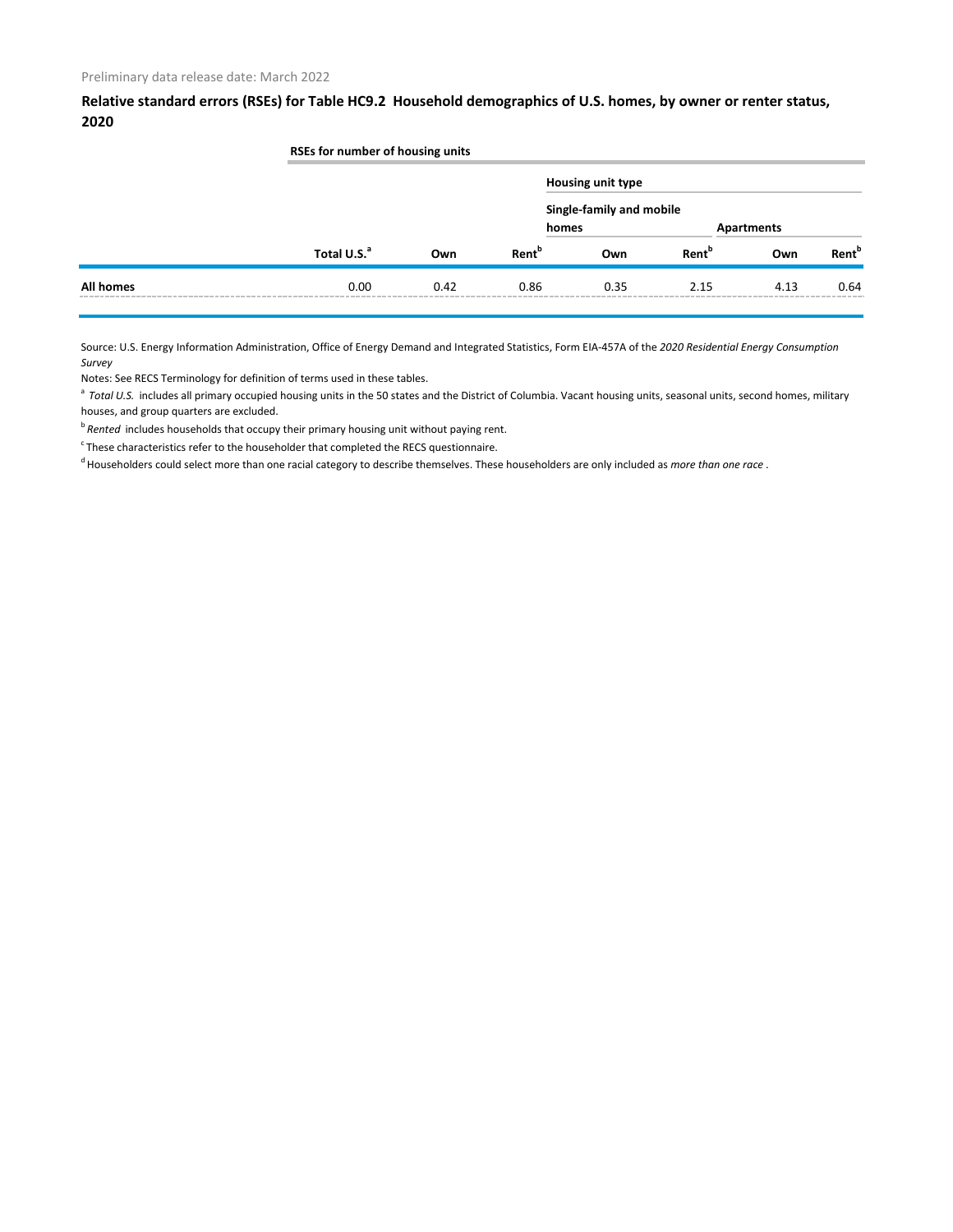Preliminary data release date: March 2022

## Relative standard errors (RSEs) for Table HC9.2 Household demographics of U.S. homes, by owner or renter status, 2020

| | RSEs for number of housing units | | | | | | |
|---|---|---|---|---|---|---|---|
| | | | | Housing unit type | | | |
| | | | | Single-family and mobile homes | | Apartments | |
| | Total U.S.[a] | Own | Rent[b] | Own | Rent[b] | Own | Rent[b] |
| **All homes** | 0.00 | 0.42 | 0.86 | 0.35 | 2.15 | 4.13 | 0.64 |

Source: U.S. Energy Information Administration, Office of Energy Demand and Integrated Statistics, Form EIA-457A of the *2020 Residential Energy Consumption Survey*

Notes: See RECS Terminology for definition of terms used in these tables.

[a] *Total U.S.* includes all primary occupied housing units in the 50 states and the District of Columbia. Vacant housing units, seasonal units, second homes, military houses, and group quarters are excluded.

[b] *Rented* includes households that occupy their primary housing unit without paying rent.

[c] These characteristics refer to the householder that completed the RECS questionnaire.

[d] Householders could select more than one racial category to describe themselves. These householders are only included as *more than one race* .